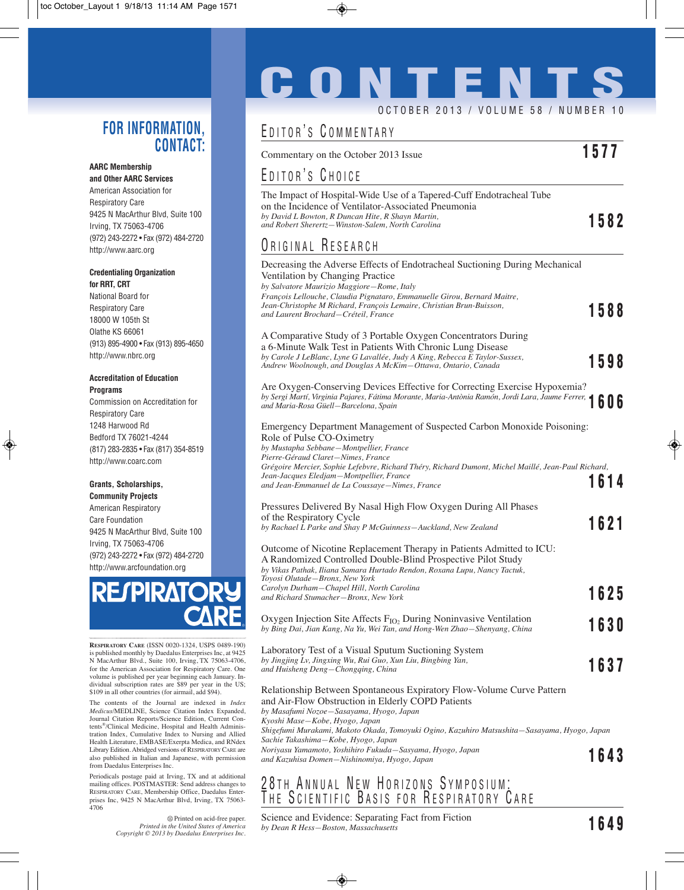# CONTENTS

OCTOBER 2013 / VOLUME 58 / NUMBER 10

## EDITOR'S COMMENTARY

Commentary on the October 2013 Issue **1577**

## EDITOR'S CHOICE

The Impact of Hospital-Wide Use of a Tapered-Cuff Endotracheal Tube on the Incidence of Ventilator-Associated Pneumonia
*by David L Bowton, R Duncan Hite, R Shayn Martin, and Robert Sherertz—Winston-Salem, North Carolina* **1582**

## ORIGINAL RESEARCH

Decreasing the Adverse Effects of Endotracheal Suctioning During Mechanical Ventilation by Changing Practice
*by Salvatore Maurizio Maggiore—Rome, Italy*
*François Lellouche, Claudia Pignataro, Emmanuelle Girou, Bernard Maitre, Jean-Christophe M Richard, François Lemaire, Christian Brun-Buisson, and Laurent Brochard—Créteil, France* **1588**

A Comparative Study of 3 Portable Oxygen Concentrators During a 6-Minute Walk Test in Patients With Chronic Lung Disease
*by Carole J LeBlanc, Lyne G Lavallée, Judy A King, Rebecca E Taylor-Sussex, Andrew Woolnough, and Douglas A McKim—Ottawa, Ontario, Canada* **1598**

Are Oxygen-Conserving Devices Effective for Correcting Exercise Hypoxemia?
*by Sergi Martí, Virginia Pajares, Fátima Morante, Maria-Antònia Ramón, Jordi Lara, Jaume Ferrer, and Maria-Rosa Güell—Barcelona, Spain* **1606**

Emergency Department Management of Suspected Carbon Monoxide Poisoning: Role of Pulse CO-Oximetry
*by Mustapha Sebbane—Montpellier, France*
*Pierre-Géraud Claret—Nimes, France*
*Grégoire Mercier, Sophie Lefebvre, Richard Théry, Richard Dumont, Michel Maillé, Jean-Paul Richard, Jean-Jacques Eledjam—Montpellier, France*
*and Jean-Emmanuel de La Coussaye—Nimes, France* **1614**

Pressures Delivered By Nasal High Flow Oxygen During All Phases of the Respiratory Cycle
*by Rachael L Parke and Shay P McGuinness—Auckland, New Zealand* **1621**

Outcome of Nicotine Replacement Therapy in Patients Admitted to ICU: A Randomized Controlled Double-Blind Prospective Pilot Study
*by Vikas Pathak, Iliana Samara Hurtado Rendon, Roxana Lupu, Nancy Tactuk, Toyosi Olutade—Bronx, New York*
*Carolyn Durham—Chapel Hill, North Carolina*
*and Richard Stumacher—Bronx, New York* **1625**

Oxygen Injection Site Affects $F_{IO_2}$ During Noninvasive Ventilation
*by Bing Dai, Jian Kang, Na Yu, Wei Tan, and Hong-Wen Zhao—Shenyang, China* **1630**

Laboratory Test of a Visual Sputum Suctioning System
*by Jingjing Lv, Jingxing Wu, Rui Guo, Xun Liu, Bingbing Yan, and Huisheng Deng—Chongqing, China* **1637**

Relationship Between Spontaneous Expiratory Flow-Volume Curve Pattern and Air-Flow Obstruction in Elderly COPD Patients
*by Masafumi Nozoe—Sasayama, Hyogo, Japan*
*Kyoshi Mase—Kobe, Hyogo, Japan*
*Shigefumi Murakami, Makoto Okada, Tomoyuki Ogino, Kazuhiro Matsushita—Sasayama, Hyogo, Japan*
*Sachie Takashima—Kobe, Hyogo, Japan*
*Noriyasu Yamamoto, Yoshihiro Fukuda—Sasyama, Hyogo, Japan*
*and Kazuhisa Domen—Nishinomiya, Hyogo, Japan* **1643**

## 28TH ANNUAL NEW HORIZONS SYMPOSIUM: THE SCIENTIFIC BASIS FOR RESPIRATORY CARE

Science and Evidence: Separating Fact from Fiction
*by Dean R Hess—Boston, Massachusetts* **1649**

---

## FOR INFORMATION, CONTACT:

**AARC Membership and Other AARC Services**
American Association for Respiratory Care
9425 N MacArthur Blvd, Suite 100
Irving, TX 75063-4706
(972) 243-2272 • Fax (972) 484-2720
http://www.aarc.org

**Credentialing Organization for RRT, CRT**
National Board for Respiratory Care
18000 W 105th St
Olathe KS 66061
(913) 895-4900 • Fax (913) 895-4650
http://www.nbrc.org

**Accreditation of Education Programs**
Commission on Accreditation for Respiratory Care
1248 Harwood Rd
Bedford TX 76021-4244
(817) 283-2835 • Fax (817) 354-8519
http://www.coarc.com

**Grants, Scholarships, Community Projects**
American Respiratory Care Foundation
9425 N MacArthur Blvd, Suite 100
Irving, TX 75063-4706
(972) 243-2272 • Fax (972) 484-2720
http://www.arcfoundation.org

RESPIRATORY CARE

RESPIRATORY CARE (ISSN 0020-1324, USPS 0489-190) is published monthly by Daedalus Enterprises Inc, at 9425 N MacArthur Blvd., Suite 100, Irving, TX 75063-4706, for the American Association for Respiratory Care. One volume is published per year beginning each January. Individual subscription rates are $89 per year in the US; $109 in all other countries (for airmail, add $94).

The contents of the Journal are indexed in *Index Medicus*/MEDLINE, Science Citation Index Expanded, Journal Citation Reports/Science Edition, Current Contents®/Clinical Medicine, Hospital and Health Administration Index, Cumulative Index to Nursing and Allied Health Literature, EMBASE/Exerpta Medica, and RNdex Library Edition. Abridged versions of RESPIRATORY CARE are also published in Italian and Japanese, with permission from Daedalus Enterprises Inc.

Periodicals postage paid at Irving, TX and at additional mailing offices. POSTMASTER: Send address changes to RESPIRATORY CARE, Membership Office, Daedalus Enterprises Inc, 9425 N MacArthur Blvd, Irving, TX 75063-4706

Printed on acid-free paper.
*Printed in the United States of America*
*Copyright © 2013 by Daedalus Enterprises Inc.*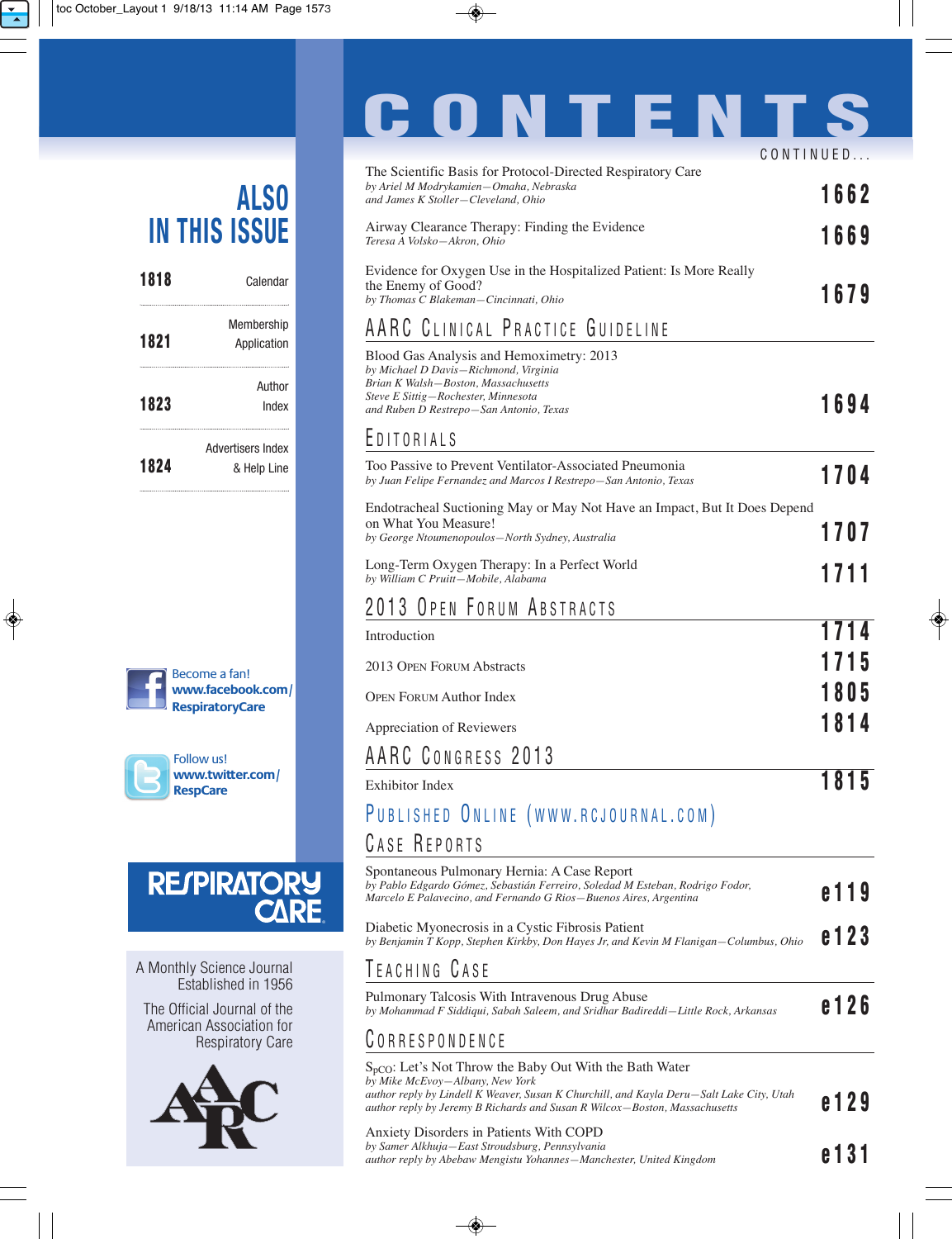# CONTENTS

CONTINUED...

The Scientific Basis for Protocol-Directed Respiratory Care
*by Ariel M Modrykamien—Omaha, Nebraska and James K Stoller—Cleveland, Ohio* — **1662**

Airway Clearance Therapy: Finding the Evidence
*Teresa A Volsko—Akron, Ohio* — **1669**

Evidence for Oxygen Use in the Hospitalized Patient: Is More Really the Enemy of Good?
*by Thomas C Blakeman—Cincinnati, Ohio* — **1679**

## AARC Clinical Practice Guideline

Blood Gas Analysis and Hemoximetry: 2013
*by Michael D Davis—Richmond, Virginia; Brian K Walsh—Boston, Massachusetts; Steve E Sittig—Rochester, Minnesota; and Ruben D Restrepo—San Antonio, Texas* — **1694**

## Editorials

Too Passive to Prevent Ventilator-Associated Pneumonia
*by Juan Felipe Fernandez and Marcos I Restrepo—San Antonio, Texas* — **1704**

Endotracheal Suctioning May or May Not Have an Impact, But It Does Depend on What You Measure!
*by George Ntoumenopoulos—North Sydney, Australia* — **1707**

Long-Term Oxygen Therapy: In a Perfect World
*by William C Pruitt—Mobile, Alabama* — **1711**

## 2013 Open Forum Abstracts

Introduction — **1714**

2013 Open Forum Abstracts — **1715**

Open Forum Author Index — **1805**

Appreciation of Reviewers — **1814**

## AARC Congress 2013

Exhibitor Index — **1815**

## Published Online (www.rcjournal.com)

## Case Reports

Spontaneous Pulmonary Hernia: A Case Report
*by Pablo Edgardo Gómez, Sebastián Ferreiro, Soledad M Esteban, Rodrigo Fodor, Marcelo E Palavecino, and Fernando G Rios—Buenos Aires, Argentina* — **e119**

Diabetic Myonecrosis in a Cystic Fibrosis Patient
*by Benjamin T Kopp, Stephen Kirkby, Don Hayes Jr, and Kevin M Flanigan—Columbus, Ohio* — **e123**

## Teaching Case

Pulmonary Talcosis With Intravenous Drug Abuse
*by Mohammad F Siddiqui, Sabah Saleem, and Sridhar Badireddi—Little Rock, Arkansas* — **e126**

## Correspondence

$S_{pCO}$: Let's Not Throw the Baby Out With the Bath Water
*by Mike McEvoy—Albany, New York*
*author reply by Lindell K Weaver, Susan K Churchill, and Kayla Deru—Salt Lake City, Utah*
*author reply by Jeremy B Richards and Susan R Wilcox—Boston, Massachusetts* — **e129**

Anxiety Disorders in Patients With COPD
*by Samer Alkhuja—East Stroudsburg, Pennsylvania*
*author reply by Abebaw Mengistu Yohannes—Manchester, United Kingdom* — **e131**

## Also in This Issue

| | |
|---|---|
| 1818 | Calendar |
| 1821 | Membership Application |
| 1823 | Author Index |
| 1824 | Advertisers Index & Help Line |

Become a fan! www.facebook.com/RespiratoryCare

Follow us! www.twitter.com/RespCare

RESPIRATORY CARE

A Monthly Science Journal Established in 1956

The Official Journal of the American Association for Respiratory Care

AARC